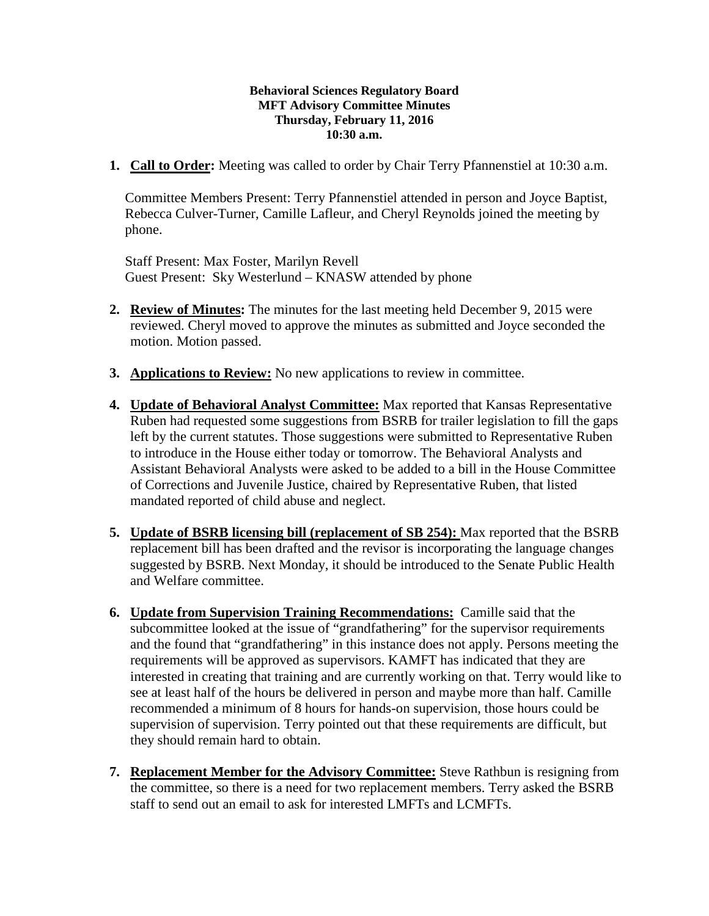**Behavioral Sciences Regulatory Board**
**MFT Advisory Committee Minutes**
**Thursday, February 11, 2016**
**10:30 a.m.**

1. **Call to Order:** Meeting was called to order by Chair Terry Pfannenstiel at 10:30 a.m.

   Committee Members Present: Terry Pfannenstiel attended in person and Joyce Baptist, Rebecca Culver-Turner, Camille Lafleur, and Cheryl Reynolds joined the meeting by phone.

   Staff Present: Max Foster, Marilyn Revell
   Guest Present: Sky Westerlund – KNASW attended by phone

2. **Review of Minutes:** The minutes for the last meeting held December 9, 2015 were reviewed. Cheryl moved to approve the minutes as submitted and Joyce seconded the motion. Motion passed.

3. **Applications to Review:** No new applications to review in committee.

4. **Update of Behavioral Analyst Committee:** Max reported that Kansas Representative Ruben had requested some suggestions from BSRB for trailer legislation to fill the gaps left by the current statutes. Those suggestions were submitted to Representative Ruben to introduce in the House either today or tomorrow. The Behavioral Analysts and Assistant Behavioral Analysts were asked to be added to a bill in the House Committee of Corrections and Juvenile Justice, chaired by Representative Ruben, that listed mandated reported of child abuse and neglect.

5. **Update of BSRB licensing bill (replacement of SB 254):** Max reported that the BSRB replacement bill has been drafted and the revisor is incorporating the language changes suggested by BSRB. Next Monday, it should be introduced to the Senate Public Health and Welfare committee.

6. **Update from Supervision Training Recommendations:** Camille said that the subcommittee looked at the issue of "grandfathering" for the supervisor requirements and the found that "grandfathering" in this instance does not apply. Persons meeting the requirements will be approved as supervisors. KAMFT has indicated that they are interested in creating that training and are currently working on that. Terry would like to see at least half of the hours be delivered in person and maybe more than half. Camille recommended a minimum of 8 hours for hands-on supervision, those hours could be supervision of supervision. Terry pointed out that these requirements are difficult, but they should remain hard to obtain.

7. **Replacement Member for the Advisory Committee:** Steve Rathbun is resigning from the committee, so there is a need for two replacement members. Terry asked the BSRB staff to send out an email to ask for interested LMFTs and LCMFTs.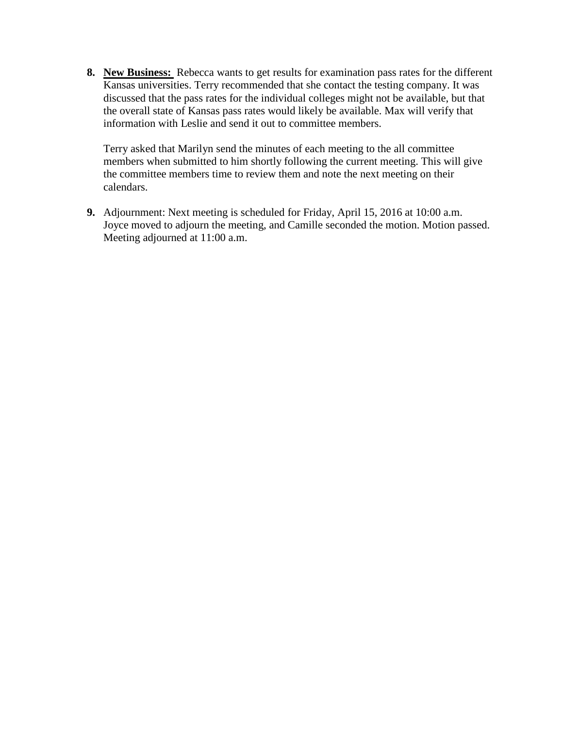8. **New Business:** Rebecca wants to get results for examination pass rates for the different Kansas universities. Terry recommended that she contact the testing company. It was discussed that the pass rates for the individual colleges might not be available, but that the overall state of Kansas pass rates would likely be available. Max will verify that information with Leslie and send it out to committee members.

   Terry asked that Marilyn send the minutes of each meeting to the all committee members when submitted to him shortly following the current meeting. This will give the committee members time to review them and note the next meeting on their calendars.

9. Adjournment: Next meeting is scheduled for Friday, April 15, 2016 at 10:00 a.m. Joyce moved to adjourn the meeting, and Camille seconded the motion. Motion passed. Meeting adjourned at 11:00 a.m.